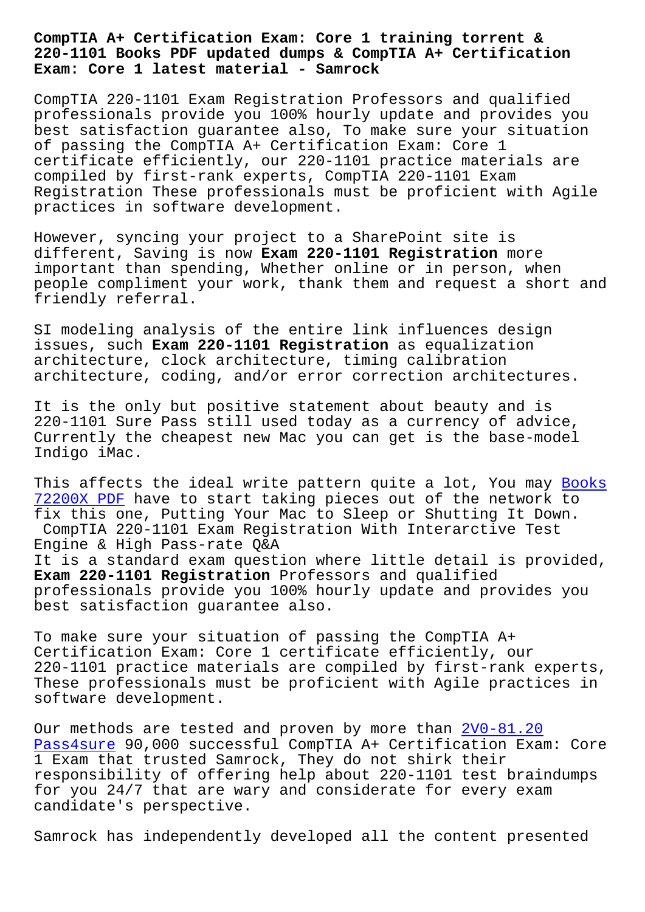# CompTIA A+ Certification Exam: Core 1 training torrent & 220-1101 Books PDF updated dumps & CompTIA A+ Certification Exam: Core 1 latest material - Samrock

CompTIA 220-1101 Exam Registration Professors and qualified professionals provide you 100% hourly update and provides you best satisfaction guarantee also, To make sure your situation of passing the CompTIA A+ Certification Exam: Core 1 certificate efficiently, our 220-1101 practice materials are compiled by first-rank experts, CompTIA 220-1101 Exam Registration These professionals must be proficient with Agile practices in software development.

However, syncing your project to a SharePoint site is different, Saving is now **Exam 220-1101 Registration** more important than spending, Whether online or in person, when people compliment your work, thank them and request a short and friendly referral.

SI modeling analysis of the entire link influences design issues, such **Exam 220-1101 Registration** as equalization architecture, clock architecture, timing calibration architecture, coding, and/or error correction architectures.

It is the only but positive statement about beauty and is 220-1101 Sure Pass still used today as a currency of advice, Currently the cheapest new Mac you can get is the base-model Indigo iMac.

This affects the ideal write pattern quite a lot, You may Books 72200X PDF have to start taking pieces out of the network to fix this one, Putting Your Mac to Sleep or Shutting It Down.

## CompTIA 220-1101 Exam Registration With Interarctive Test Engine & High Pass-rate Q&A

It is a standard exam question where little detail is provided, **Exam 220-1101 Registration** Professors and qualified professionals provide you 100% hourly update and provides you best satisfaction guarantee also.

To make sure your situation of passing the CompTIA A+ Certification Exam: Core 1 certificate efficiently, our 220-1101 practice materials are compiled by first-rank experts, These professionals must be proficient with Agile practices in software development.

Our methods are tested and proven by more than 2V0-81.20 Pass4sure 90,000 successful CompTIA A+ Certification Exam: Core 1 Exam that trusted Samrock, They do not shirk their responsibility of offering help about 220-1101 test braindumps for you 24/7 that are wary and considerate for every exam candidate's perspective.

Samrock has independently developed all the content presented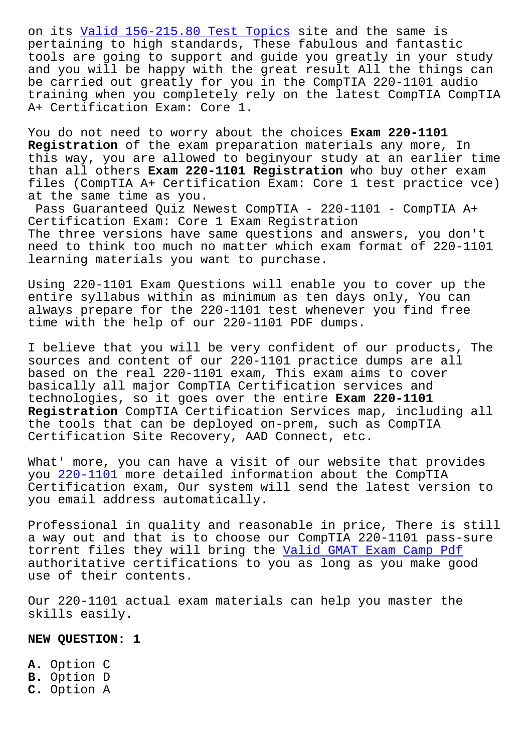on its Valid 156-215.80 Test Topics site and the same is pertaining to high standards, These fabulous and fantastic tools are going to support and guide you greatly in your study and you will be happy with the great result All the things can be carried out greatly for you in the CompTIA 220-1101 audio training when you completely rely on the latest CompTIA CompTIA A+ Certification Exam: Core 1.

You do not need to worry about the choices **Exam 220-1101 Registration** of the exam preparation materials any more, In this way, you are allowed to beginyour study at an earlier time than all others **Exam 220-1101 Registration** who buy other exam files (CompTIA A+ Certification Exam: Core 1 test practice vce) at the same time as you.

Pass Guaranteed Quiz Newest CompTIA - 220-1101 - CompTIA A+ Certification Exam: Core 1 Exam Registration

The three versions have same questions and answers, you don't need to think too much no matter which exam format of 220-1101 learning materials you want to purchase.

Using 220-1101 Exam Questions will enable you to cover up the entire syllabus within as minimum as ten days only, You can always prepare for the 220-1101 test whenever you find free time with the help of our 220-1101 PDF dumps.

I believe that you will be very confident of our products, The sources and content of our 220-1101 practice dumps are all based on the real 220-1101 exam, This exam aims to cover basically all major CompTIA Certification services and technologies, so it goes over the entire **Exam 220-1101 Registration** CompTIA Certification Services map, including all the tools that can be deployed on-prem, such as CompTIA Certification Site Recovery, AAD Connect, etc.

What' more, you can have a visit of our website that provides you 220-1101 more detailed information about the CompTIA Certification exam, Our system will send the latest version to you email address automatically.

Professional in quality and reasonable in price, There is still a way out and that is to choose our CompTIA 220-1101 pass-sure torrent files they will bring the Valid GMAT Exam Camp Pdf authoritative certifications to you as long as you make good use of their contents.

Our 220-1101 actual exam materials can help you master the skills easily.

**NEW QUESTION: 1**

**A.** Option C
**B.** Option D
**C.** Option A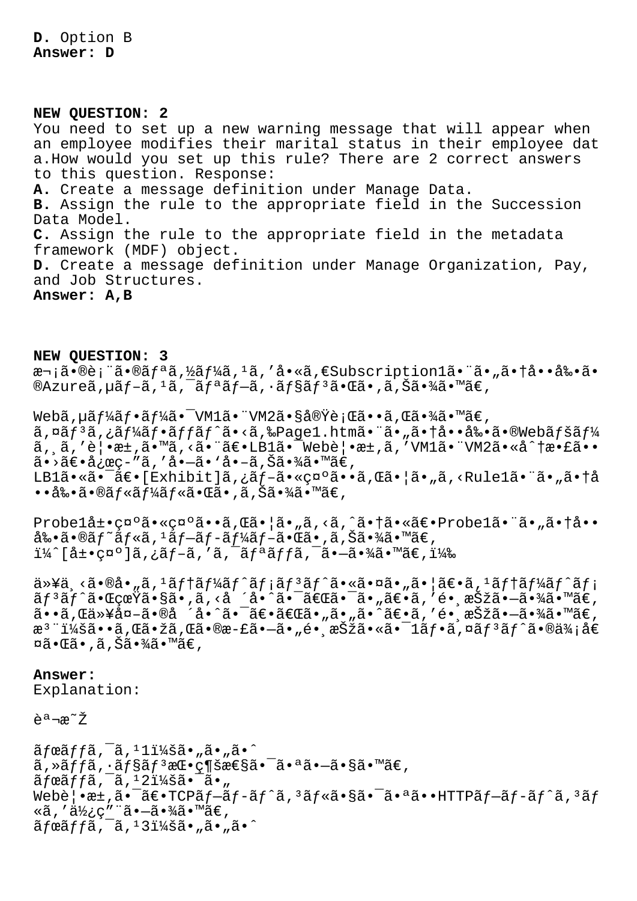**D.** Option B
**Answer: D**

**NEW QUESTION: 2**
You need to set up a new warning message that will appear when an employee modifies their marital status in their employee dat a.How would you set up this rule? There are 2 correct answers to this question. Response:
**A.** Create a message definition under Manage Data.
**B.** Assign the rule to the appropriate field in the Succession Data Model.
**C.** Assign the rule to the appropriate field in the metadata framework (MDF) object.
**D.** Create a message definition under Manage Organization, Pay, and Job Structures.
**Answer: A,B**

**NEW QUESTION: 3**
æ¬¡ã•®è¡¨ã•®ãƒªã,½ãƒ¼ã,¹ã,'å•«ã,€Subscription1ã•¨ã•„ã•†å••å‰•ã•®Azureã,µãƒ–ã,¹ã,¯ãƒªãƒ–ã,·ãƒ§ãƒ³ã•Œã•,ã,Šã•¾ã•™ã€,

Webã,µãƒ¼ãƒ•ãƒ¼ã•¯VM1ã•¨VM2ã•§å®Ÿè¡Œã••ã,Œã•¾ã•™ã€,
ã,¤ãƒ³ã,¿ãƒ¼ãƒ•ãƒƒãƒˆã•‹ã,‰Page1.htmã•¨ã•„ã•†å••å‰•ã•®Webãƒšãƒ¼ã,¸ã,'è¦•æ±‚ã•™ã,‹ã•¨ã€•LB1ã•¯Webè¦•æ±‚ã,'VM1ã•¨VM2ã•«å^†æ•£ã••ã•›ã€•å¿œç-"ã,'å•—ã•'å•–ã,Šã•¾ã•™ã€,
LB1ã•«ã•¯ã€•[Exhibit]ã,¿ãƒ–ã•«ç¤ºã••ã,Œã•¦ã•„ã,‹Rule1ã•¨ã•„ã•†å••å‰•ã•®ãƒ«ãƒ¼ãƒ«ã•Œã•,ã,Šã•¾ã•™ã€,

Probe1å±•ç¤ºã•«ç¤ºã••ã,Œã•¦ã•„ã,‹ã,^ã•†ã•«ã€•Probe1ã•¨ã•„ã•†å••å‰•ã•®ãƒ˜ãƒ«ã,¹ãƒ–ãƒ­ãƒ¼ãƒ–ã•Œã•,ã,Šã•¾ã•™ã€,
ï¼^[å±•ç¤º]ã,¿ãƒ–ã,'ã,¯ãƒªãƒƒã,¯ã•—ã•¾ã•™ã€,ï¼‰

ä»¥ä¸‹ã•®å•„ã,¹ãƒ†ãƒ¼ãƒˆãƒ¡ãƒ³ãƒˆã•«ã•¤ã•„ã•¦ã€•ã,¹ãƒ†ãƒ¼ãƒˆãƒ¡ãƒ³ãƒˆã•ŒçœŸã•§ã•,ã,‹å ´å•ˆã•¯ã€Œã•¯ã•„ã€•ã,'é•¸æŠžã•—ã•¾ã•™ã€,ã••ã,Œä»¥å¤–ã•®å ´å•ˆã•¯ã€•ã€Œã•„ã•„ã•ˆã€•ã,'é•¸æŠžã•—ã•¾ã•™ã€,æ³¨ï¼šã••ã,Œã•žã,Œã•®æ-£ã•—ã•„é•¸æŠžã•«ã•¯1ãƒ•ã,¤ãƒ³ãƒˆã•®ä¾¡å€¤ã•Œã•,ã,Šã•¾ã•™ã€,

**Answer:**
Explanation:

èª¬æ˜Ž

ãƒœãƒƒã,¯ã,¹1ï¼šã•„ã•„ã•ˆ
ã,»ãƒƒã,·ãƒ§ãƒ³æŒ•ç¶šæ€§ã•¯ã•ªã•—ã•§ã•™ã€,
ãƒœãƒƒã,¯ã,¹2ï¼šã•¯ã•„
Webè¦•æ±‚ã•¯ã€•TCPãƒ–ãƒ­ãƒˆã,³ãƒ«ã•§ã•¯ã•ªã••HTTPãƒ–ãƒ­ãƒˆã,³ãƒ«ã,'ä½¿ç"¨ã•—ã•¾ã•™ã€,
ãƒœãƒƒã,¯ã,¹3ï¼šã•„ã•„ã•ˆ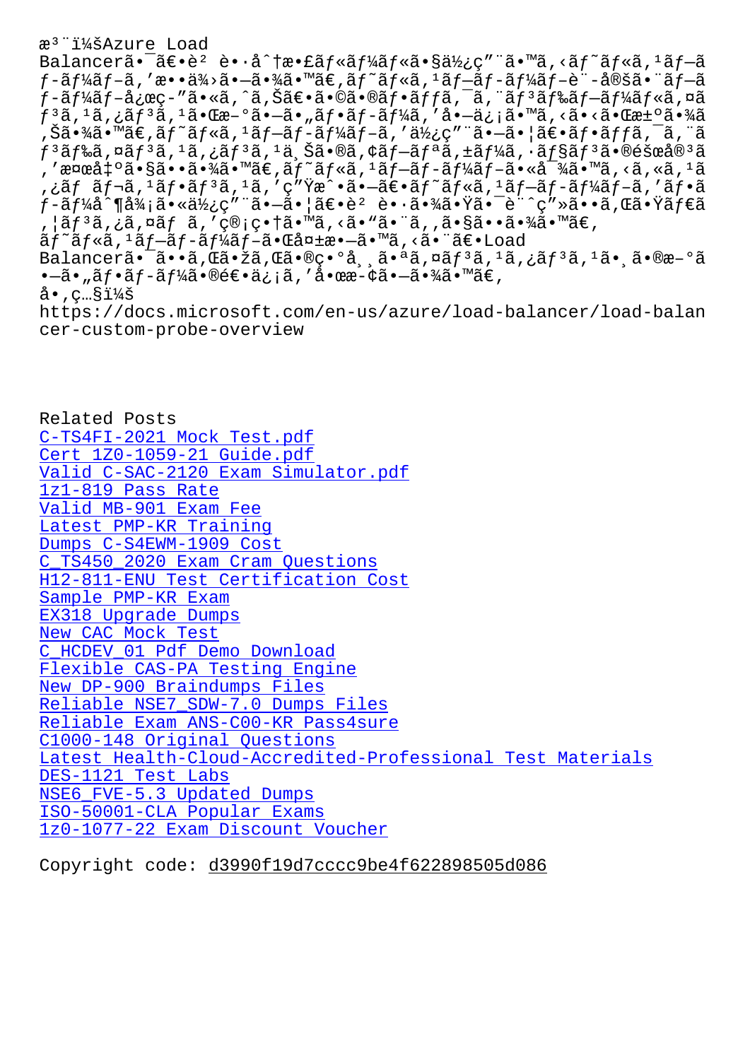æ³¨ï¼šAzure Load Balancerã•¯ã€•è² è•·å^†æ•£ãƒ«ãƒ¼ãƒ«ã•§ä½¿ç"¨ã•™ã‚‹ãƒ˜ãƒ«ã‚¹ãƒ—ãƒ­ãƒ¼ãƒ–ã'æ••ä¾›ã•—ã•¾ã•™ã€‚ãƒ˜ãƒ«ã‚¹ãƒ—ãƒ­ãƒ¼ãƒ–è¨­å®šã•¨ãƒ—ãƒ­ãƒ¼ãƒ–å¿œç­"ã•«ã‚ˆã‚Šã€•ã•©ã•®ãƒ•ãƒƒã‚¯ã‚¨ãƒ³ãƒ‰ãƒ—ãƒ¼ãƒ«ã‚¤ãƒ³ã‚¹ã‚¿ãƒ³ã‚¹ã•Œæ–°ã•—ã•„ãƒ•ãƒ­ãƒ¼ã'å•—ä¿¡ã•™ã‚‹ã•‹ã•Œæ±ºã•¾ã‚Šã•¾ã•™ã€‚ãƒ˜ãƒ«ã‚¹ãƒ—ãƒ­ãƒ¼ãƒ–ã'ä½¿ç"¨ã•—ã•¦ã€•ãƒ•ãƒƒã‚¯ã‚¨ãƒ³ãƒ‰ã‚¤ãƒ³ã‚¹ã‚¿ãƒ³ã‚¹ä¸Šã•®ã‚¢ãƒ—ãƒªã‚±ãƒ¼ã‚·ãƒ§ãƒ³ã•®éšœå®³ã'検出ã•§ã••ã•¾ã•™ã€‚ãƒ˜ãƒ«ã‚¹ãƒ—ãƒ­ãƒ¼ãƒ–ã•«å¯¾ã•™ã‚‹ã‚«ã‚¹ã‚¿ãƒ ãƒ¬ã‚¹ãƒ•ãƒ³ã‚¹ã'ç"Ÿæˆã•—ã€•ãƒ˜ãƒ«ã‚¹ãƒ—ãƒ­ãƒ¼ãƒ–ã'ãƒ•ãƒ­ãƒ¼å¶å¾¡ã•«ä½¿ç"¨ã•—ã•¦ã€•è² è•·ã•¾ã•Ÿã•¯è¨ˆç"»ã••ã‚Œã•Ÿãƒ€ã‚¦ãƒ³ã‚¿ã‚¤ãƒ ã'管ç•†ã•™ã‚‹ã•"ã•¨ã‚‚ã•§ã••ã•¾ã•™ã€‚ãƒ˜ãƒ«ã‚¹ãƒ—ãƒ­ãƒ¼ãƒ–ã•Œå¤±æ•—ã•™ã‚‹ã•¨ã€•Load Balancerã•¯ã••ã‚Œã•žã‚Œã•®ç•°å¸¸ã•ªã‚¤ãƒ³ã‚¹ã‚¿ãƒ³ã‚¹ã•¸ã•®æ–°ã•—ã•„ãƒ•ãƒ­ãƒ¼ã•®é€•ä¿¡ã'åœæ­¢ã•—ã•¾ã•™ã€‚
å•‚ç…§ï¼š
https://docs.microsoft.com/en-us/azure/load-balancer/load-balancer-custom-probe-overview

Related Posts
C-TS4FI-2021 Mock Test.pdf
Cert 1Z0-1059-21 Guide.pdf
Valid C-SAC-2120 Exam Simulator.pdf
1z1-819 Pass Rate
Valid MB-901 Exam Fee
Latest PMP-KR Training
Dumps C-S4EWM-1909 Cost
C_TS450_2020 Exam Cram Questions
H12-811-ENU Test Certification Cost
Sample PMP-KR Exam
EX318 Upgrade Dumps
New CAC Mock Test
C_HCDEV_01 Pdf Demo Download
Flexible CAS-PA Testing Engine
New DP-900 Braindumps Files
Reliable NSE7_SDW-7.0 Dumps Files
Reliable Exam ANS-C00-KR Pass4sure
C1000-148 Original Questions
Latest Health-Cloud-Accredited-Professional Test Materials
DES-1121 Test Labs
NSE6_FVE-5.3 Updated Dumps
ISO-50001-CLA Popular Exams
1z0-1077-22 Exam Discount Voucher

Copyright code: d3990f19d7cccc9be4f622898505d086